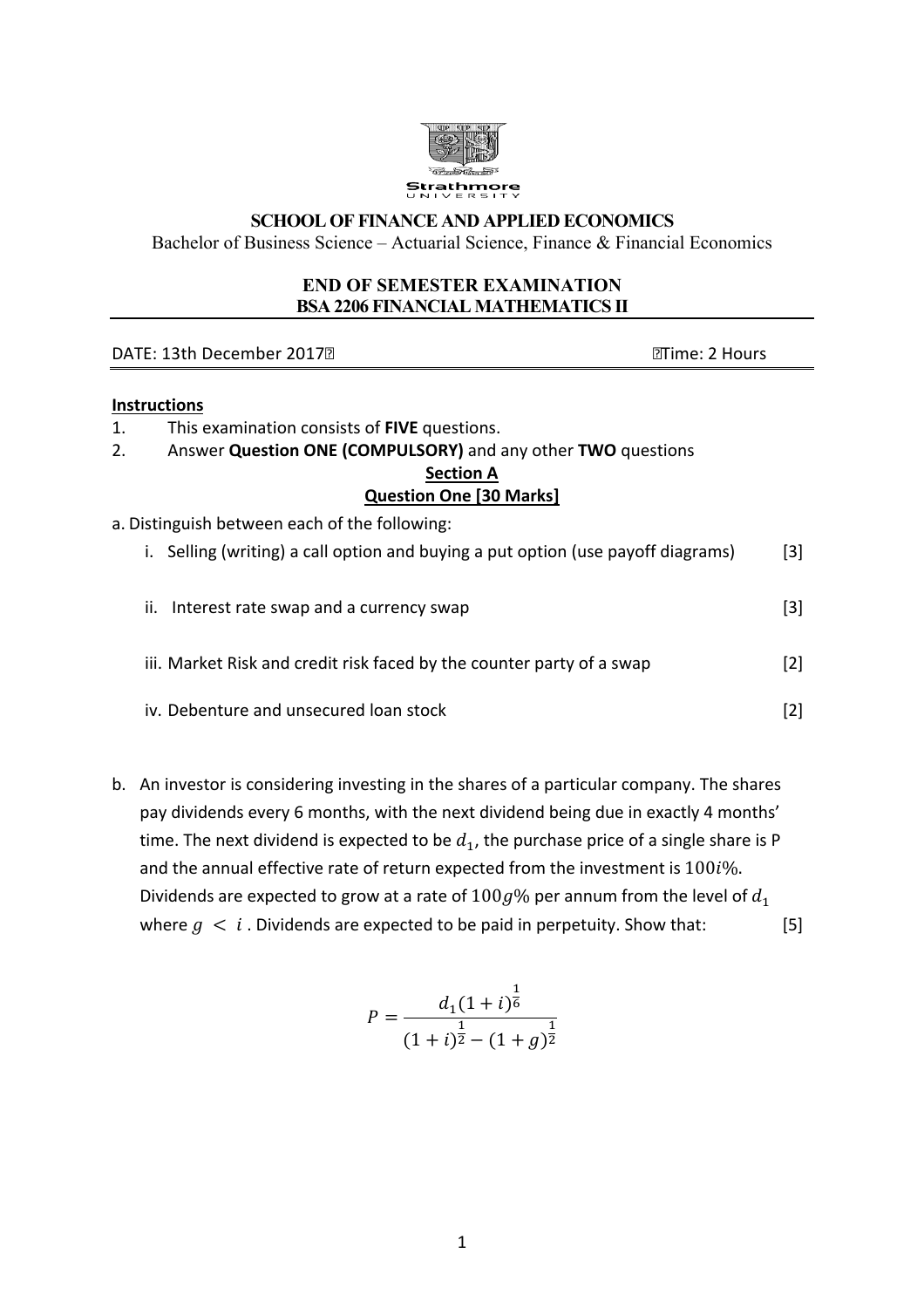**SCHOOL OF FINANCE AND APPLIED ECONOMICS**

Bachelor of Business Science – Actuarial Science, Finance & Financial Economics

**END OF SEMESTER EXAMINATION**
**BSA 2206 FINANCIAL MATHEMATICS II**

DATE: 13th December 2017 Time: 2 Hours

**Instructions**

1. This examination consists of **FIVE** questions.
2. Answer **Question ONE (COMPULSORY)** and any other **TWO** questions

## Section A

## Question One [30 Marks]

a. Distinguish between each of the following:

i. Selling (writing) a call option and buying a put option (use payoff diagrams) [3]

ii. Interest rate swap and a currency swap [3]

iii. Market Risk and credit risk faced by the counter party of a swap [2]

iv. Debenture and unsecured loan stock [2]

b. An investor is considering investing in the shares of a particular company. The shares pay dividends every 6 months, with the next dividend being due in exactly 4 months' time. The next dividend is expected to be $d_1$, the purchase price of a single share is P and the annual effective rate of return expected from the investment is $100i\%$. Dividends are expected to grow at a rate of $100g\%$ per annum from the level of $d_1$ where $g < i$. Dividends are expected to be paid in perpetuity. Show that: [5]

$$P = \frac{d_1(1+i)^{\frac{1}{6}}}{(1+i)^{\frac{1}{2}} - (1+g)^{\frac{1}{2}}}$$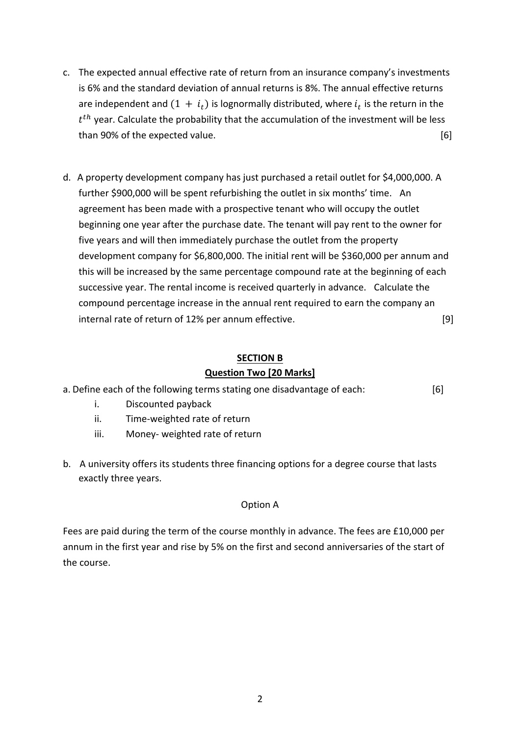c. The expected annual effective rate of return from an insurance company's investments is 6% and the standard deviation of annual returns is 8%. The annual effective returns are independent and $(1 + i_t)$ is lognormally distributed, where $i_t$ is the return in the $t^{th}$ year. Calculate the probability that the accumulation of the investment will be less than 90% of the expected value. [6]

d. A property development company has just purchased a retail outlet for $4,000,000. A further $900,000 will be spent refurbishing the outlet in six months' time. An agreement has been made with a prospective tenant who will occupy the outlet beginning one year after the purchase date. The tenant will pay rent to the owner for five years and will then immediately purchase the outlet from the property development company for $6,800,000. The initial rent will be $360,000 per annum and this will be increased by the same percentage compound rate at the beginning of each successive year. The rental income is received quarterly in advance. Calculate the compound percentage increase in the annual rent required to earn the company an internal rate of return of 12% per annum effective. [9]

## SECTION B

### Question Two [20 Marks]

a. Define each of the following terms stating one disadvantage of each: [6]

i. Discounted payback

ii. Time-weighted rate of return

iii. Money- weighted rate of return

b. A university offers its students three financing options for a degree course that lasts exactly three years.

Option A

Fees are paid during the term of the course monthly in advance. The fees are £10,000 per annum in the first year and rise by 5% on the first and second anniversaries of the start of the course.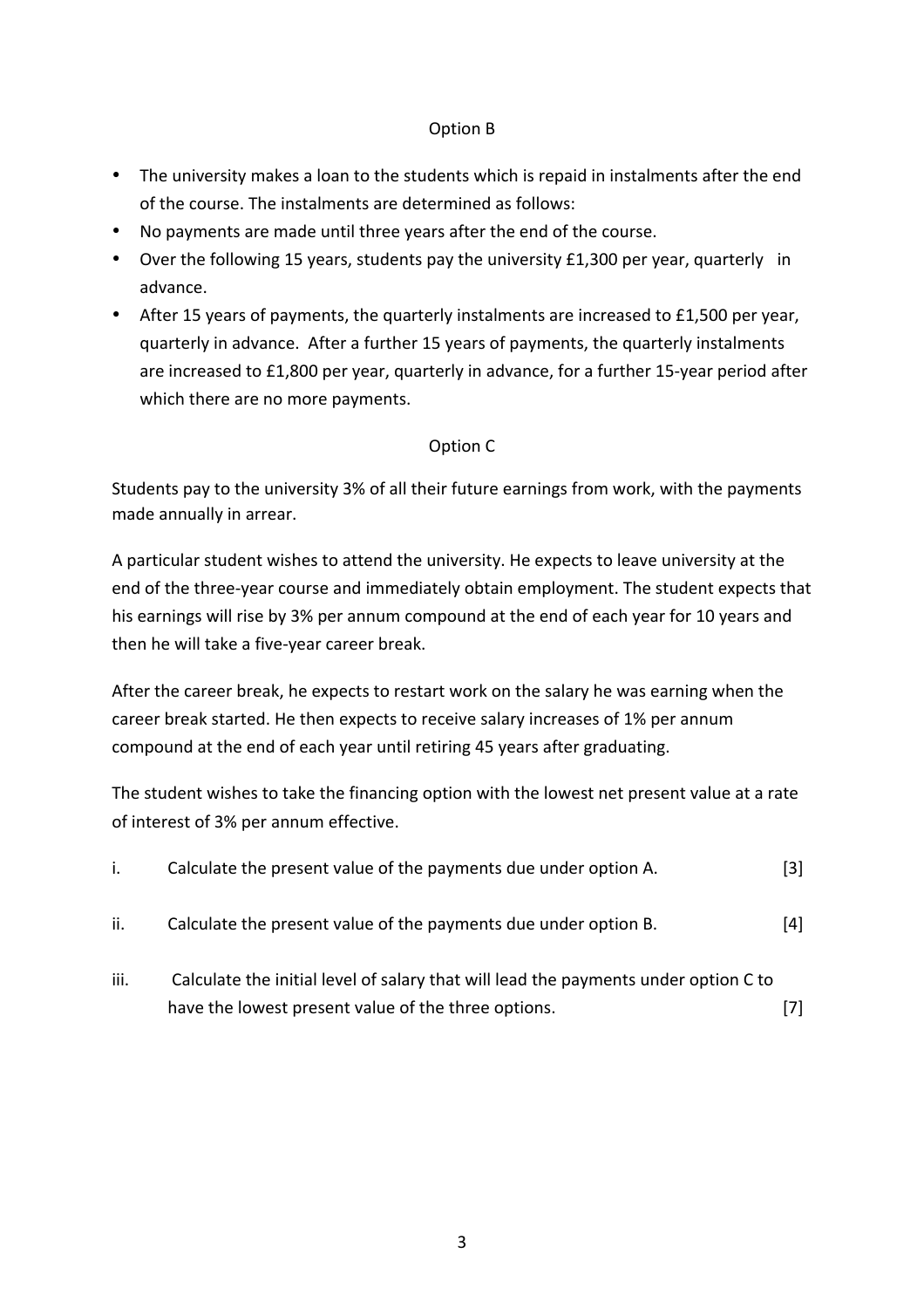Option B

- The university makes a loan to the students which is repaid in instalments after the end of the course. The instalments are determined as follows:
- No payments are made until three years after the end of the course.
- Over the following 15 years, students pay the university £1,300 per year, quarterly in advance.
- After 15 years of payments, the quarterly instalments are increased to £1,500 per year, quarterly in advance. After a further 15 years of payments, the quarterly instalments are increased to £1,800 per year, quarterly in advance, for a further 15-year period after which there are no more payments.

Option C

Students pay to the university 3% of all their future earnings from work, with the payments made annually in arrear.

A particular student wishes to attend the university. He expects to leave university at the end of the three-year course and immediately obtain employment. The student expects that his earnings will rise by 3% per annum compound at the end of each year for 10 years and then he will take a five-year career break.

After the career break, he expects to restart work on the salary he was earning when the career break started. He then expects to receive salary increases of 1% per annum compound at the end of each year until retiring 45 years after graduating.

The student wishes to take the financing option with the lowest net present value at a rate of interest of 3% per annum effective.

i. Calculate the present value of the payments due under option A. [3]

ii. Calculate the present value of the payments due under option B. [4]

iii. Calculate the initial level of salary that will lead the payments under option C to have the lowest present value of the three options. [7]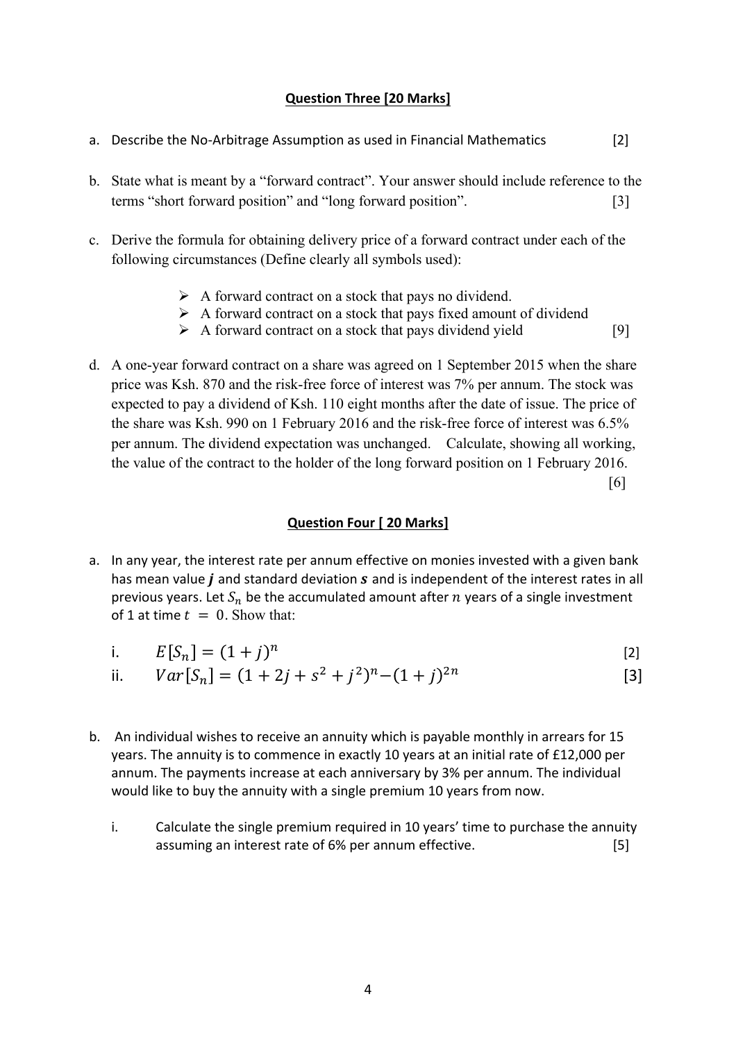## Question Three [20 Marks]

a. Describe the No-Arbitrage Assumption as used in Financial Mathematics [2]

b. State what is meant by a "forward contract". Your answer should include reference to the terms "short forward position" and "long forward position". [3]

c. Derive the formula for obtaining delivery price of a forward contract under each of the following circumstances (Define clearly all symbols used):

- A forward contract on a stock that pays no dividend.
- A forward contract on a stock that pays fixed amount of dividend
- A forward contract on a stock that pays dividend yield [9]

d. A one-year forward contract on a share was agreed on 1 September 2015 when the share price was Ksh. 870 and the risk-free force of interest was 7% per annum. The stock was expected to pay a dividend of Ksh. 110 eight months after the date of issue. The price of the share was Ksh. 990 on 1 February 2016 and the risk-free force of interest was 6.5% per annum. The dividend expectation was unchanged. Calculate, showing all working, the value of the contract to the holder of the long forward position on 1 February 2016. [6]

## Question Four [ 20 Marks]

a. In any year, the interest rate per annum effective on monies invested with a given bank has mean value $\boldsymbol{j}$ and standard deviation $\boldsymbol{s}$ and is independent of the interest rates in all previous years. Let $S_n$ be the accumulated amount after $n$ years of a single investment of 1 at time $t = 0$. Show that:

i. $E[S_n] = (1+j)^n$ [2]

ii. $Var[S_n] = (1+2j+s^2+j^2)^n - (1+j)^{2n}$ [3]

b. An individual wishes to receive an annuity which is payable monthly in arrears for 15 years. The annuity is to commence in exactly 10 years at an initial rate of £12,000 per annum. The payments increase at each anniversary by 3% per annum. The individual would like to buy the annuity with a single premium 10 years from now.

i. Calculate the single premium required in 10 years' time to purchase the annuity assuming an interest rate of 6% per annum effective. [5]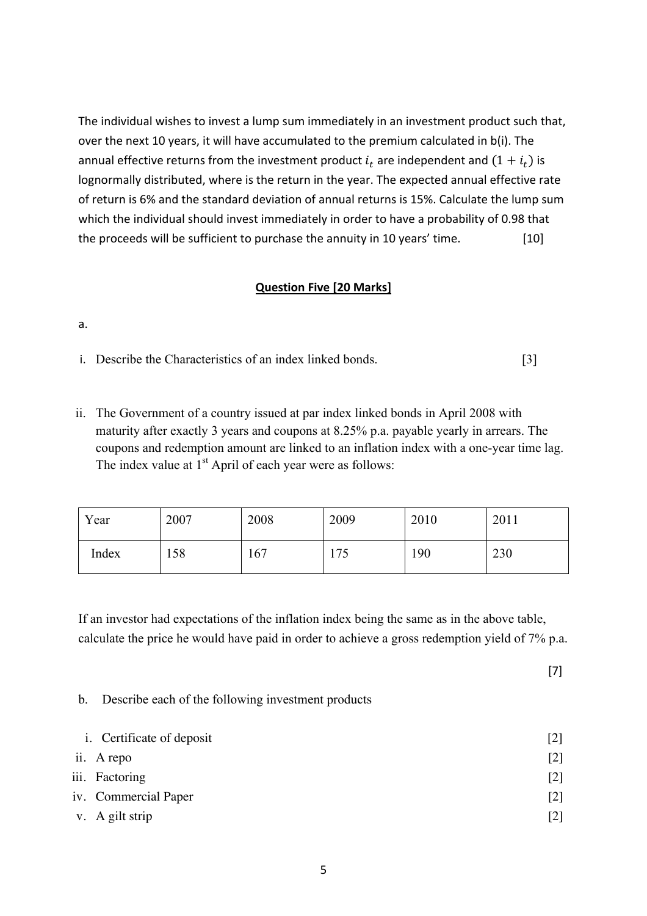The individual wishes to invest a lump sum immediately in an investment product such that, over the next 10 years, it will have accumulated to the premium calculated in b(i). The annual effective returns from the investment product $i_t$ are independent and $(1 + i_t)$ is lognormally distributed, where is the return in the year. The expected annual effective rate of return is 6% and the standard deviation of annual returns is 15%. Calculate the lump sum which the individual should invest immediately in order to have a probability of 0.98 that the proceeds will be sufficient to purchase the annuity in 10 years' time. [10]

## Question Five [20 Marks]

a.

i. Describe the Characteristics of an index linked bonds. [3]

ii. The Government of a country issued at par index linked bonds in April 2008 with maturity after exactly 3 years and coupons at 8.25% p.a. payable yearly in arrears. The coupons and redemption amount are linked to an inflation index with a one-year time lag. The index value at 1st April of each year were as follows:

| Year | 2007 | 2008 | 2009 | 2010 | 2011 |
|---|---|---|---|---|---|
| Index | 158 | 167 | 175 | 190 | 230 |

If an investor had expectations of the inflation index being the same as in the above table, calculate the price he would have paid in order to achieve a gross redemption yield of 7% p.a.

[7]

b. Describe each of the following investment products

i. Certificate of deposit [2]
ii. A repo [2]
iii. Factoring [2]
iv. Commercial Paper [2]
v. A gilt strip [2]